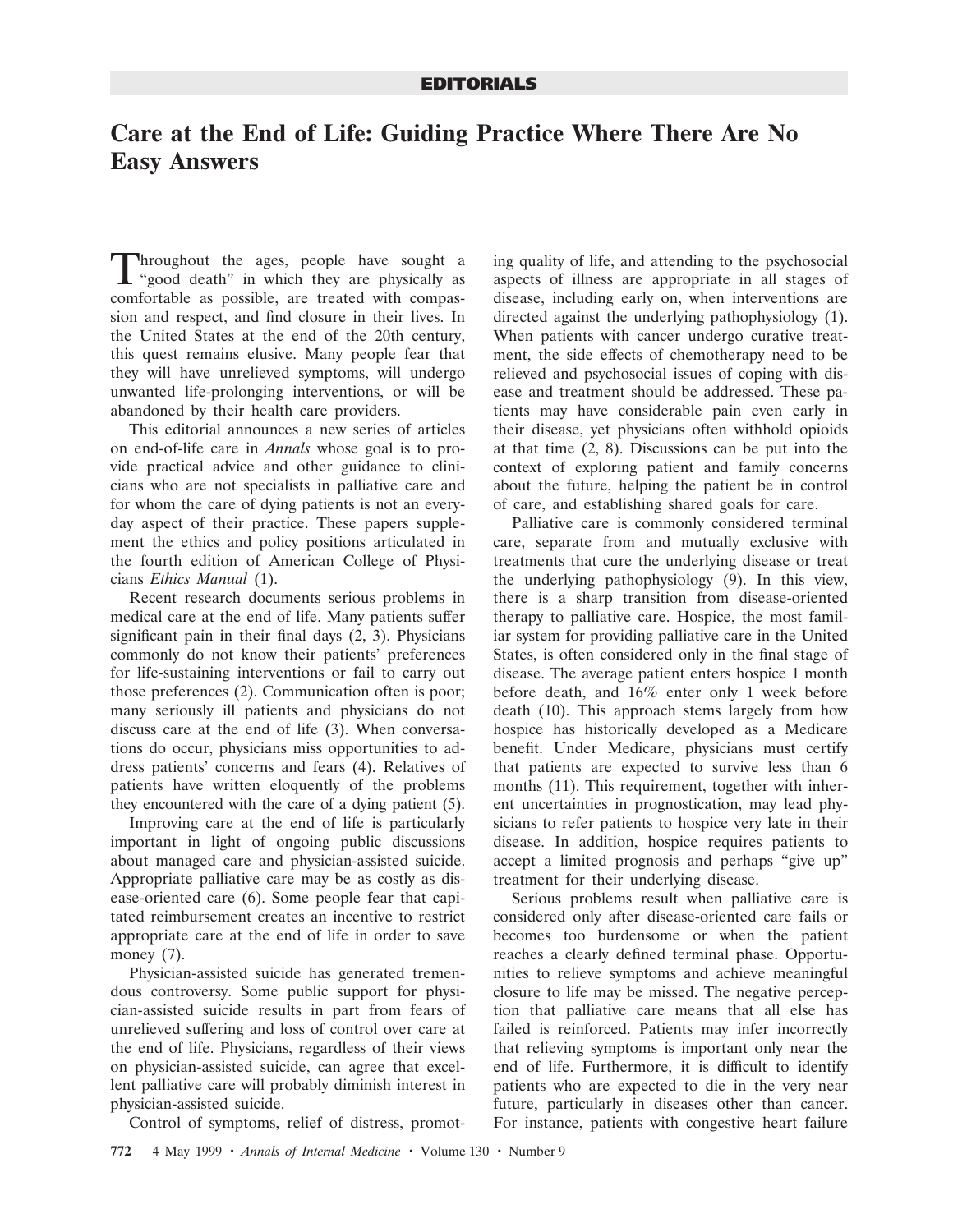EDITORIALS

# Care at the End of Life: Guiding Practice Where There Are No Easy Answers

Throughout the ages, people have sought a "good death" in which they are physically as comfortable as possible, are treated with compassion and respect, and find closure in their lives. In the United States at the end of the 20th century, this quest remains elusive. Many people fear that they will have unrelieved symptoms, will undergo unwanted life-prolonging interventions, or will be abandoned by their health care providers.

This editorial announces a new series of articles on end-of-life care in *Annals* whose goal is to provide practical advice and other guidance to clinicians who are not specialists in palliative care and for whom the care of dying patients is not an everyday aspect of their practice. These papers supplement the ethics and policy positions articulated in the fourth edition of American College of Physicians *Ethics Manual* (1).

Recent research documents serious problems in medical care at the end of life. Many patients suffer significant pain in their final days (2, 3). Physicians commonly do not know their patients' preferences for life-sustaining interventions or fail to carry out those preferences (2). Communication often is poor; many seriously ill patients and physicians do not discuss care at the end of life (3). When conversations do occur, physicians miss opportunities to address patients' concerns and fears (4). Relatives of patients have written eloquently of the problems they encountered with the care of a dying patient (5).

Improving care at the end of life is particularly important in light of ongoing public discussions about managed care and physician-assisted suicide. Appropriate palliative care may be as costly as disease-oriented care (6). Some people fear that capitated reimbursement creates an incentive to restrict appropriate care at the end of life in order to save money (7).

Physician-assisted suicide has generated tremendous controversy. Some public support for physician-assisted suicide results in part from fears of unrelieved suffering and loss of control over care at the end of life. Physicians, regardless of their views on physician-assisted suicide, can agree that excellent palliative care will probably diminish interest in physician-assisted suicide.

Control of symptoms, relief of distress, promoting quality of life, and attending to the psychosocial aspects of illness are appropriate in all stages of disease, including early on, when interventions are directed against the underlying pathophysiology (1). When patients with cancer undergo curative treatment, the side effects of chemotherapy need to be relieved and psychosocial issues of coping with disease and treatment should be addressed. These patients may have considerable pain even early in their disease, yet physicians often withhold opioids at that time (2, 8). Discussions can be put into the context of exploring patient and family concerns about the future, helping the patient be in control of care, and establishing shared goals for care.

Palliative care is commonly considered terminal care, separate from and mutually exclusive with treatments that cure the underlying disease or treat the underlying pathophysiology (9). In this view, there is a sharp transition from disease-oriented therapy to palliative care. Hospice, the most familiar system for providing palliative care in the United States, is often considered only in the final stage of disease. The average patient enters hospice 1 month before death, and 16% enter only 1 week before death (10). This approach stems largely from how hospice has historically developed as a Medicare benefit. Under Medicare, physicians must certify that patients are expected to survive less than 6 months (11). This requirement, together with inherent uncertainties in prognostication, may lead physicians to refer patients to hospice very late in their disease. In addition, hospice requires patients to accept a limited prognosis and perhaps "give up" treatment for their underlying disease.

Serious problems result when palliative care is considered only after disease-oriented care fails or becomes too burdensome or when the patient reaches a clearly defined terminal phase. Opportunities to relieve symptoms and achieve meaningful closure to life may be missed. The negative perception that palliative care means that all else has failed is reinforced. Patients may infer incorrectly that relieving symptoms is important only near the end of life. Furthermore, it is difficult to identify patients who are expected to die in the very near future, particularly in diseases other than cancer. For instance, patients with congestive heart failure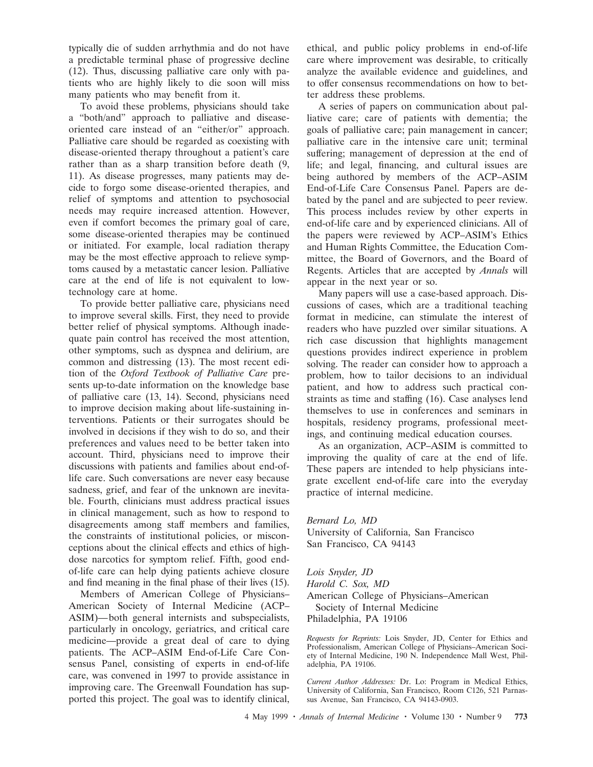typically die of sudden arrhythmia and do not have a predictable terminal phase of progressive decline (12). Thus, discussing palliative care only with patients who are highly likely to die soon will miss many patients who may benefit from it.

To avoid these problems, physicians should take a "both/and" approach to palliative and disease-oriented care instead of an "either/or" approach. Palliative care should be regarded as coexisting with disease-oriented therapy throughout a patient's care rather than as a sharp transition before death (9, 11). As disease progresses, many patients may decide to forgo some disease-oriented therapies, and relief of symptoms and attention to psychosocial needs may require increased attention. However, even if comfort becomes the primary goal of care, some disease-oriented therapies may be continued or initiated. For example, local radiation therapy may be the most effective approach to relieve symptoms caused by a metastatic cancer lesion. Palliative care at the end of life is not equivalent to low-technology care at home.

To provide better palliative care, physicians need to improve several skills. First, they need to provide better relief of physical symptoms. Although inadequate pain control has received the most attention, other symptoms, such as dyspnea and delirium, are common and distressing (13). The most recent edition of the *Oxford Textbook of Palliative Care* presents up-to-date information on the knowledge base of palliative care (13, 14). Second, physicians need to improve decision making about life-sustaining interventions. Patients or their surrogates should be involved in decisions if they wish to do so, and their preferences and values need to be better taken into account. Third, physicians need to improve their discussions with patients and families about end-of-life care. Such conversations are never easy because sadness, grief, and fear of the unknown are inevitable. Fourth, clinicians must address practical issues in clinical management, such as how to respond to disagreements among staff members and families, the constraints of institutional policies, or misconceptions about the clinical effects and ethics of high-dose narcotics for symptom relief. Fifth, good end-of-life care can help dying patients achieve closure and find meaning in the final phase of their lives (15).

Members of American College of Physicians–American Society of Internal Medicine (ACP–ASIM)—both general internists and subspecialists, particularly in oncology, geriatrics, and critical care medicine—provide a great deal of care to dying patients. The ACP–ASIM End-of-Life Care Consensus Panel, consisting of experts in end-of-life care, was convened in 1997 to provide assistance in improving care. The Greenwall Foundation has supported this project. The goal was to identify clinical, ethical, and public policy problems in end-of-life care where improvement was desirable, to critically analyze the available evidence and guidelines, and to offer consensus recommendations on how to better address these problems.

A series of papers on communication about palliative care; care of patients with dementia; the goals of palliative care; pain management in cancer; palliative care in the intensive care unit; terminal suffering; management of depression at the end of life; and legal, financing, and cultural issues are being authored by members of the ACP–ASIM End-of-Life Care Consensus Panel. Papers are debated by the panel and are subjected to peer review. This process includes review by other experts in end-of-life care and by experienced clinicians. All of the papers were reviewed by ACP–ASIM's Ethics and Human Rights Committee, the Education Committee, the Board of Governors, and the Board of Regents. Articles that are accepted by *Annals* will appear in the next year or so.

Many papers will use a case-based approach. Discussions of cases, which are a traditional teaching format in medicine, can stimulate the interest of readers who have puzzled over similar situations. A rich case discussion that highlights management questions provides indirect experience in problem solving. The reader can consider how to approach a problem, how to tailor decisions to an individual patient, and how to address such practical constraints as time and staffing (16). Case analyses lend themselves to use in conferences and seminars in hospitals, residency programs, professional meetings, and continuing medical education courses.

As an organization, ACP–ASIM is committed to improving the quality of care at the end of life. These papers are intended to help physicians integrate excellent end-of-life care into the everyday practice of internal medicine.

*Bernard Lo, MD*
University of California, San Francisco
San Francisco, CA 94143

*Lois Snyder, JD*
*Harold C. Sox, MD*
American College of Physicians–American Society of Internal Medicine
Philadelphia, PA 19106

*Requests for Reprints:* Lois Snyder, JD, Center for Ethics and Professionalism, American College of Physicians–American Society of Internal Medicine, 190 N. Independence Mall West, Philadelphia, PA 19106.

*Current Author Addresses:* Dr. Lo: Program in Medical Ethics, University of California, San Francisco, Room C126, 521 Parnassus Avenue, San Francisco, CA 94143-0903.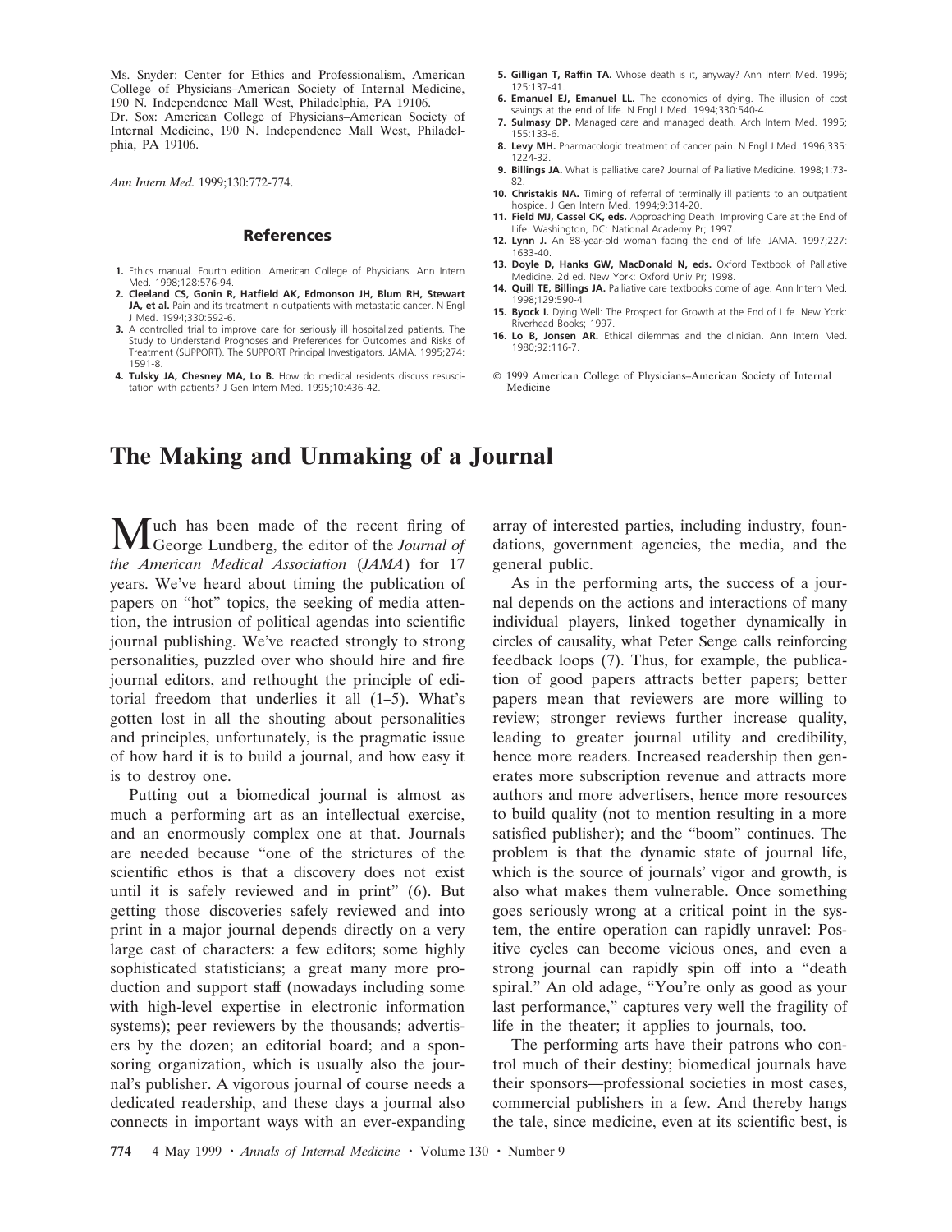Ms. Snyder: Center for Ethics and Professionalism, American College of Physicians–American Society of Internal Medicine, 190 N. Independence Mall West, Philadelphia, PA 19106.

Dr. Sox: American College of Physicians–American Society of Internal Medicine, 190 N. Independence Mall West, Philadelphia, PA 19106.

*Ann Intern Med.* 1999;130:772-774.

## References

1. Ethics manual. Fourth edition. American College of Physicians. Ann Intern Med. 1998;128:576-94.
2. **Cleeland CS, Gonin R, Hatfield AK, Edmonson JH, Blum RH, Stewart JA, et al.** Pain and its treatment in outpatients with metastatic cancer. N Engl J Med. 1994;330:592-6.
3. A controlled trial to improve care for seriously ill hospitalized patients. The Study to Understand Prognoses and Preferences for Outcomes and Risks of Treatment (SUPPORT). The SUPPORT Principal Investigators. JAMA. 1995;274:1591-8.
4. **Tulsky JA, Chesney MA, Lo B.** How do medical residents discuss resuscitation with patients? J Gen Intern Med. 1995;10:436-42.
5. **Gilligan T, Raffin TA.** Whose death is it, anyway? Ann Intern Med. 1996;125:137-41.
6. **Emanuel EJ, Emanuel LL.** The economics of dying. The illusion of cost savings at the end of life. N Engl J Med. 1994;330:540-4.
7. **Sulmasy DP.** Managed care and managed death. Arch Intern Med. 1995;155:133-6.
8. **Levy MH.** Pharmacologic treatment of cancer pain. N Engl J Med. 1996;335:1224-32.
9. **Billings JA.** What is palliative care? Journal of Palliative Medicine. 1998;1:73-82.
10. **Christakis NA.** Timing of referral of terminally ill patients to an outpatient hospice. J Gen Intern Med. 1994;9:314-20.
11. **Field MJ, Cassel CK, eds.** Approaching Death: Improving Care at the End of Life. Washington, DC: National Academy Pr; 1997.
12. **Lynn J.** An 88-year-old woman facing the end of life. JAMA. 1997;227:1633-40.
13. **Doyle D, Hanks GW, MacDonald N, eds.** Oxford Textbook of Palliative Medicine. 2d ed. New York: Oxford Univ Pr; 1998.
14. **Quill TE, Billings JA.** Palliative care textbooks come of age. Ann Intern Med. 1998;129:590-4.
15. **Byock I.** Dying Well: The Prospect for Growth at the End of Life. New York: Riverhead Books; 1997.
16. **Lo B, Jonsen AR.** Ethical dilemmas and the clinician. Ann Intern Med. 1980;92:116-7.

© 1999 American College of Physicians–American Society of Internal Medicine

# The Making and Unmaking of a Journal

Much has been made of the recent firing of George Lundberg, the editor of the *Journal of the American Medical Association* (*JAMA*) for 17 years. We've heard about timing the publication of papers on "hot" topics, the seeking of media attention, the intrusion of political agendas into scientific journal publishing. We've reacted strongly to strong personalities, puzzled over who should hire and fire journal editors, and rethought the principle of editorial freedom that underlies it all (1–5). What's gotten lost in all the shouting about personalities and principles, unfortunately, is the pragmatic issue of how hard it is to build a journal, and how easy it is to destroy one.

Putting out a biomedical journal is almost as much a performing art as an intellectual exercise, and an enormously complex one at that. Journals are needed because "one of the strictures of the scientific ethos is that a discovery does not exist until it is safely reviewed and in print" (6). But getting those discoveries safely reviewed and into print in a major journal depends directly on a very large cast of characters: a few editors; some highly sophisticated statisticians; a great many more production and support staff (nowadays including some with high-level expertise in electronic information systems); peer reviewers by the thousands; advertisers by the dozen; an editorial board; and a sponsoring organization, which is usually also the journal's publisher. A vigorous journal of course needs a dedicated readership, and these days a journal also connects in important ways with an ever-expanding array of interested parties, including industry, foundations, government agencies, the media, and the general public.

As in the performing arts, the success of a journal depends on the actions and interactions of many individual players, linked together dynamically in circles of causality, what Peter Senge calls reinforcing feedback loops (7). Thus, for example, the publication of good papers attracts better papers; better papers mean that reviewers are more willing to review; stronger reviews further increase quality, leading to greater journal utility and credibility, hence more readers. Increased readership then generates more subscription revenue and attracts more authors and more advertisers, hence more resources to build quality (not to mention resulting in a more satisfied publisher); and the "boom" continues. The problem is that the dynamic state of journal life, which is the source of journals' vigor and growth, is also what makes them vulnerable. Once something goes seriously wrong at a critical point in the system, the entire operation can rapidly unravel: Positive cycles can become vicious ones, and even a strong journal can rapidly spin off into a "death spiral." An old adage, "You're only as good as your last performance," captures very well the fragility of life in the theater; it applies to journals, too.

The performing arts have their patrons who control much of their destiny; biomedical journals have their sponsors—professional societies in most cases, commercial publishers in a few. And thereby hangs the tale, since medicine, even at its scientific best, is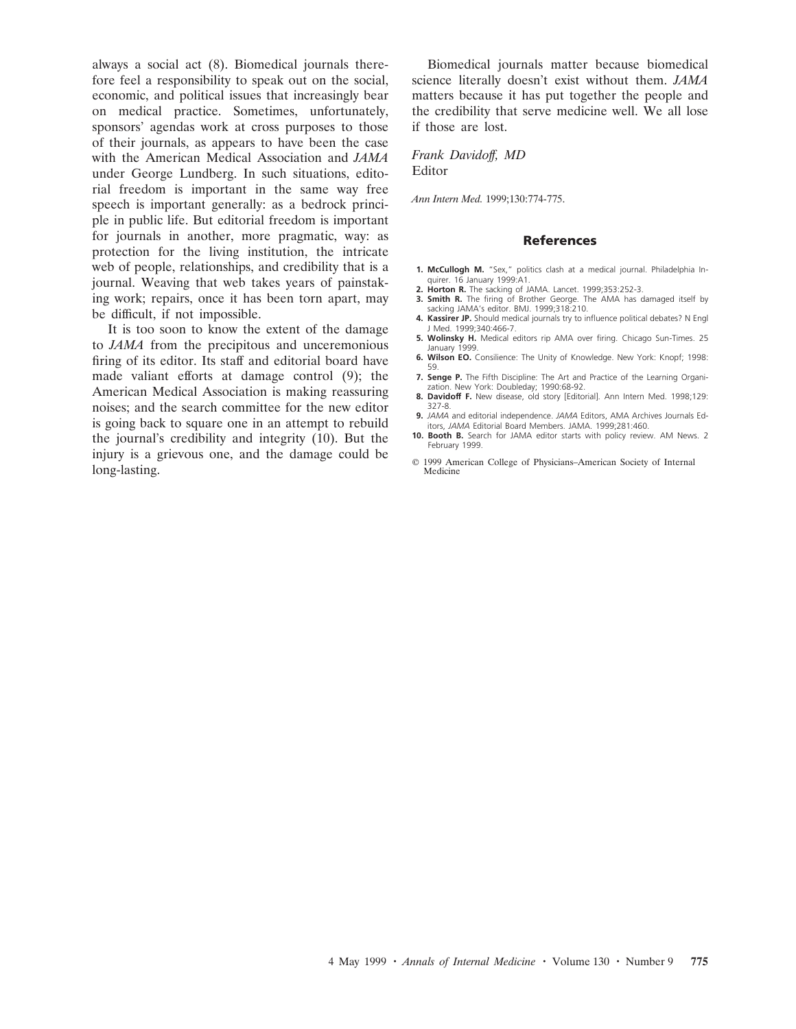always a social act (8). Biomedical journals therefore feel a responsibility to speak out on the social, economic, and political issues that increasingly bear on medical practice. Sometimes, unfortunately, sponsors' agendas work at cross purposes to those of their journals, as appears to have been the case with the American Medical Association and *JAMA* under George Lundberg. In such situations, editorial freedom is important in the same way free speech is important generally: as a bedrock principle in public life. But editorial freedom is important for journals in another, more pragmatic, way: as protection for the living institution, the intricate web of people, relationships, and credibility that is a journal. Weaving that web takes years of painstaking work; repairs, once it has been torn apart, may be difficult, if not impossible.

It is too soon to know the extent of the damage to *JAMA* from the precipitous and unceremonious firing of its editor. Its staff and editorial board have made valiant efforts at damage control (9); the American Medical Association is making reassuring noises; and the search committee for the new editor is going back to square one in an attempt to rebuild the journal's credibility and integrity (10). But the injury is a grievous one, and the damage could be long-lasting.

Biomedical journals matter because biomedical science literally doesn't exist without them. *JAMA* matters because it has put together the people and the credibility that serve medicine well. We all lose if those are lost.

*Frank Davidoff, MD*
Editor

*Ann Intern Med.* 1999;130:774-775.

## References

1. **McCullogh M.** "Sex," politics clash at a medical journal. Philadelphia Inquirer. 16 January 1999:A1.
2. **Horton R.** The sacking of JAMA. Lancet. 1999;353:252-3.
3. **Smith R.** The firing of Brother George. The AMA has damaged itself by sacking JAMA's editor. BMJ. 1999;318:210.
4. **Kassirer JP.** Should medical journals try to influence political debates? N Engl J Med. 1999;340:466-7.
5. **Wolinsky H.** Medical editors rip AMA over firing. Chicago Sun-Times. 25 January 1999.
6. **Wilson EO.** Consilience: The Unity of Knowledge. New York: Knopf; 1998: 59.
7. **Senge P.** The Fifth Discipline: The Art and Practice of the Learning Organization. New York: Doubleday; 1990:68-92.
8. **Davidoff F.** New disease, old story [Editorial]. Ann Intern Med. 1998;129: 327-8.
9. *JAMA* and editorial independence. *JAMA* Editors, AMA Archives Journals Editors, *JAMA* Editorial Board Members. JAMA. 1999;281:460.
10. **Booth B.** Search for JAMA editor starts with policy review. AM News. 2 February 1999.

© 1999 American College of Physicians–American Society of Internal Medicine